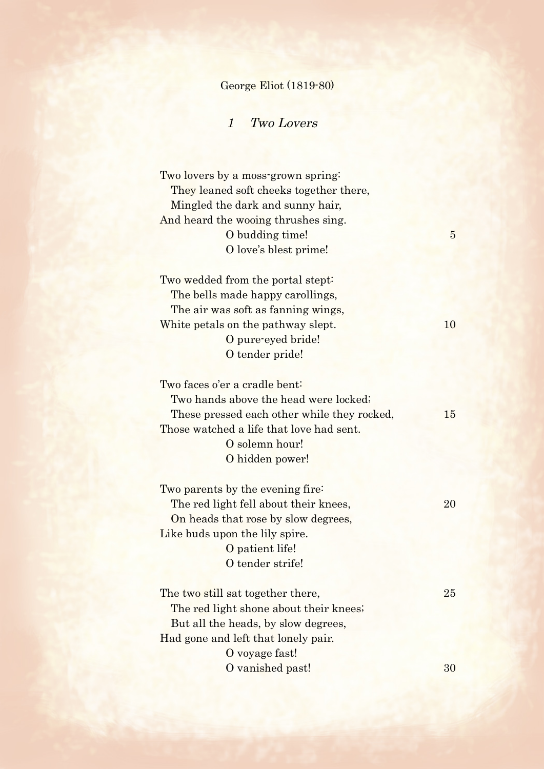George Eliot (1819-80)

## 1 *Two Lovers*

Two lovers by a moss-grown spring:  
  They leaned soft cheeks together there,  
  Mingled the dark and sunny hair,  
And heard the wooing thrushes sing.  
        O budding time!  5  
        O love's blest prime!

Two wedded from the portal stept:  
  The bells made happy carollings,  
  The air was soft as fanning wings,  
White petals on the pathway slept.  10  
        O pure-eyed bride!  
        O tender pride!

Two faces o'er a cradle bent:  
  Two hands above the head were locked;  
  These pressed each other while they rocked,  15  
Those watched a life that love had sent.  
        O solemn hour!  
        O hidden power!

Two parents by the evening fire:  
  The red light fell about their knees,  20  
  On heads that rose by slow degrees,  
Like buds upon the lily spire.  
        O patient life!  
        O tender strife!

The two still sat together there,  25  
  The red light shone about their knees;  
  But all the heads, by slow degrees,  
Had gone and left that lonely pair.  
        O voyage fast!  
        O vanished past!  30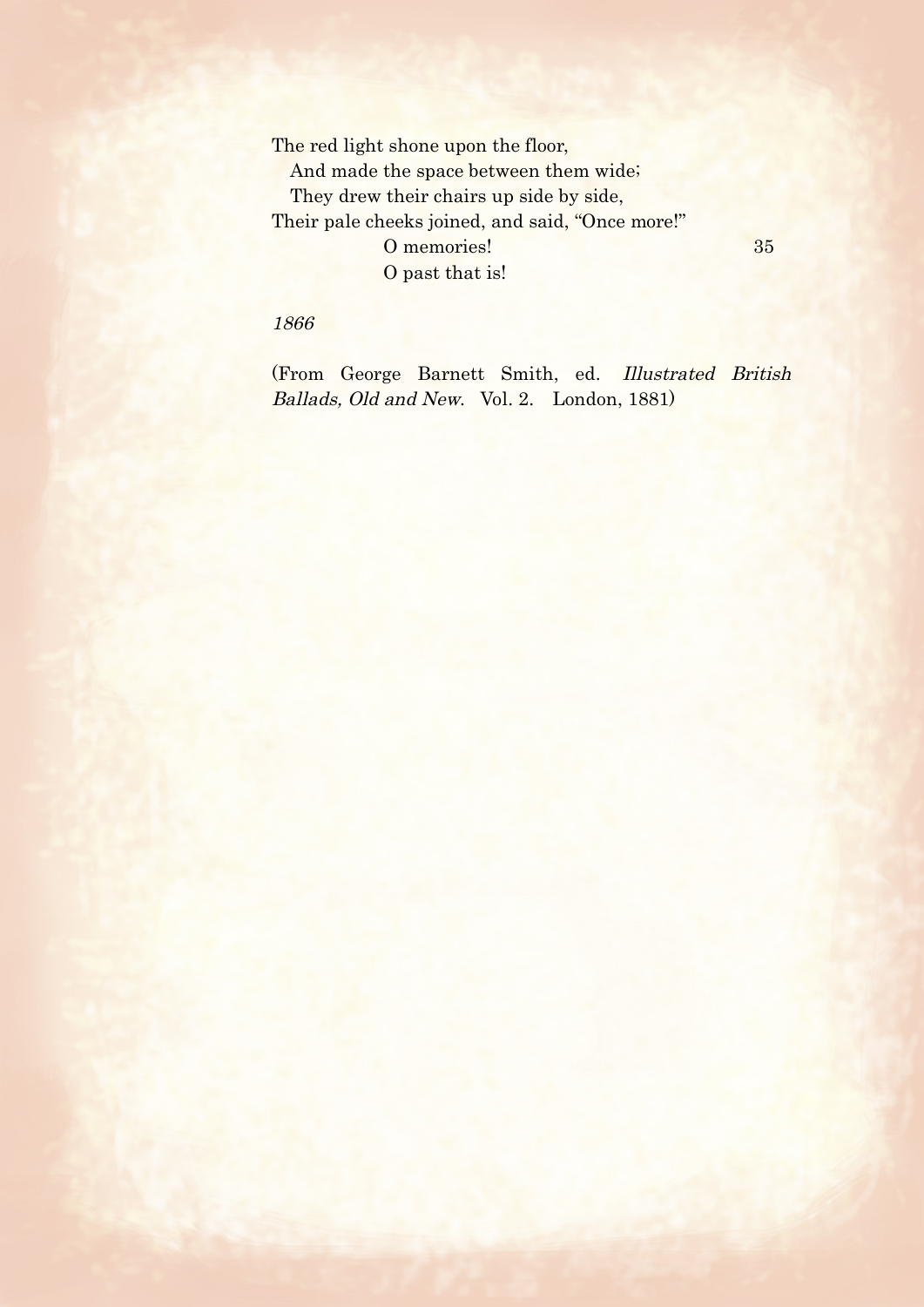The red light shone upon the floor,  
  And made the space between them wide;  
  They drew their chairs up side by side,  
Their pale cheeks joined, and said, "Once more!"  
    O memories!    35  
    O past that is!

*1866*

(From George Barnett Smith, ed. *Illustrated British Ballads, Old and New*. Vol. 2. London, 1881)